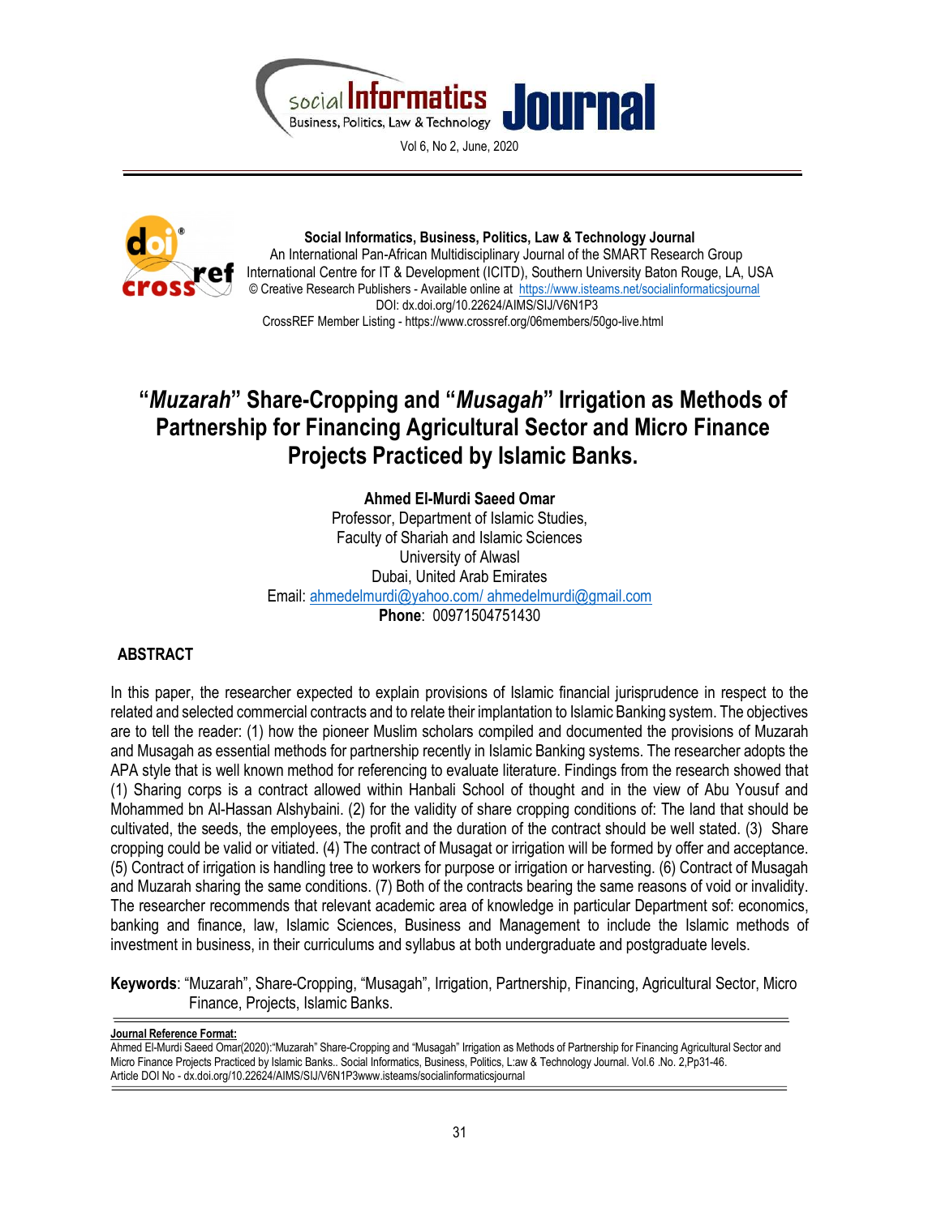**Social Informatics, Business, Politics, Law & Technology Journal**
An International Pan-African Multidisciplinary Journal of the SMART Research Group
International Centre for IT & Development (ICITD), Southern University Baton Rouge, LA, USA
© Creative Research Publishers - Available online at https://www.isteams.net/socialinformaticsjournal
DOI: dx.doi.org/10.22624/AIMS/SIJ/V6N1P3
CrossREF Member Listing - https://www.crossref.org/06members/50go-live.html

# "*Muzarah*" Share-Cropping and "*Musagah*" Irrigation as Methods of Partnership for Financing Agricultural Sector and Micro Finance Projects Practiced by Islamic Banks.

**Ahmed El-Murdi Saeed Omar**
Professor, Department of Islamic Studies,
Faculty of Shariah and Islamic Sciences
University of Alwasl
Dubai, United Arab Emirates
Email: ahmedelmurdi@yahoo.com/ ahmedelmurdi@gmail.com
**Phone**: 00971504751430

## ABSTRACT

In this paper, the researcher expected to explain provisions of Islamic financial jurisprudence in respect to the related and selected commercial contracts and to relate their implantation to Islamic Banking system. The objectives are to tell the reader: (1) how the pioneer Muslim scholars compiled and documented the provisions of Muzarah and Musagah as essential methods for partnership recently in Islamic Banking systems. The researcher adopts the APA style that is well known method for referencing to evaluate literature. Findings from the research showed that (1) Sharing corps is a contract allowed within Hanbali School of thought and in the view of Abu Yousuf and Mohammed bn Al-Hassan Alshybaini. (2) for the validity of share cropping conditions of: The land that should be cultivated, the seeds, the employees, the profit and the duration of the contract should be well stated. (3) Share cropping could be valid or vitiated. (4) The contract of Musagat or irrigation will be formed by offer and acceptance. (5) Contract of irrigation is handling tree to workers for purpose or irrigation or harvesting. (6) Contract of Musagah and Muzarah sharing the same conditions. (7) Both of the contracts bearing the same reasons of void or invalidity. The researcher recommends that relevant academic area of knowledge in particular Department sof: economics, banking and finance, law, Islamic Sciences, Business and Management to include the Islamic methods of investment in business, in their curriculums and syllabus at both undergraduate and postgraduate levels.

**Keywords**: "Muzarah", Share-Cropping, "Musagah", Irrigation, Partnership, Financing, Agricultural Sector, Micro Finance, Projects, Islamic Banks.

**Journal Reference Format:**
Ahmed El-Murdi Saeed Omar(2020):"Muzarah" Share-Cropping and "Musagah" Irrigation as Methods of Partnership for Financing Agricultural Sector and Micro Finance Projects Practiced by Islamic Banks.. Social Informatics, Business, Politics, L:aw & Technology Journal. Vol.6 .No. 2,Pp31-46.
Article DOI No - dx.doi.org/10.22624/AIMS/SIJ/V6N1P3www.isteams/socialinformaticsjournal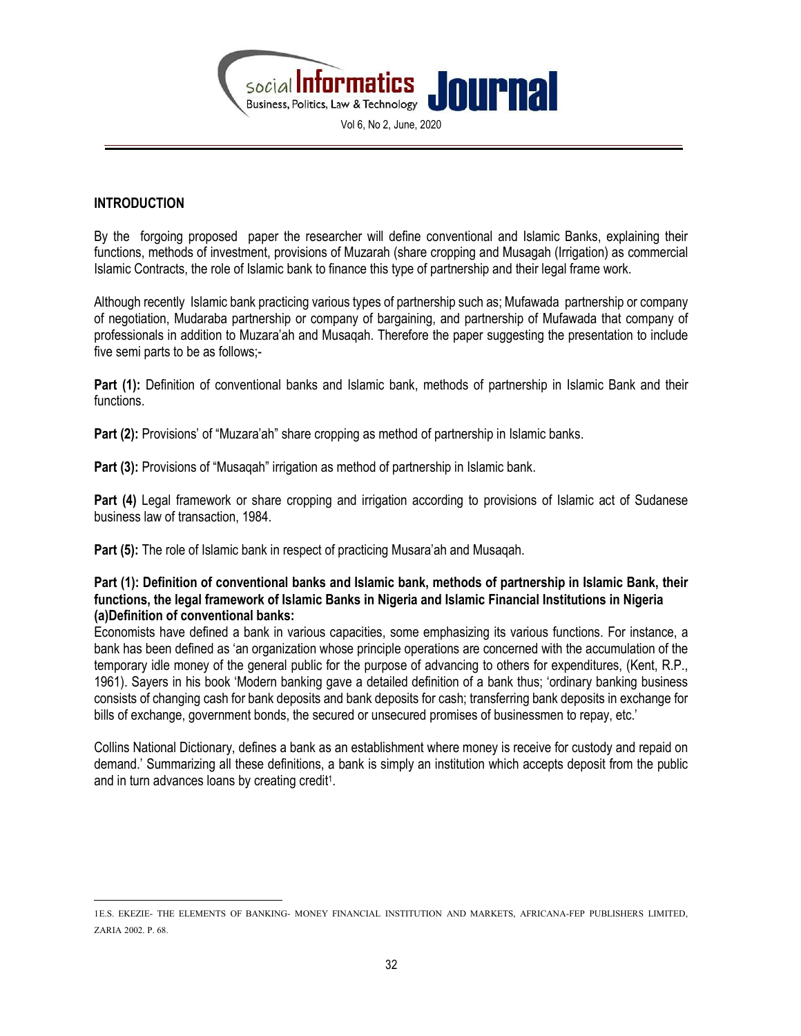## INTRODUCTION

By the forgoing proposed paper the researcher will define conventional and Islamic Banks, explaining their functions, methods of investment, provisions of Muzarah (share cropping and Musagah (Irrigation) as commercial Islamic Contracts, the role of Islamic bank to finance this type of partnership and their legal frame work.

Although recently Islamic bank practicing various types of partnership such as; Mufawada partnership or company of negotiation, Mudaraba partnership or company of bargaining, and partnership of Mufawada that company of professionals in addition to Muzara'ah and Musaqah. Therefore the paper suggesting the presentation to include five semi parts to be as follows;-

**Part (1):** Definition of conventional banks and Islamic bank, methods of partnership in Islamic Bank and their functions.

**Part (2):** Provisions' of "Muzara'ah" share cropping as method of partnership in Islamic banks.

**Part (3):** Provisions of "Musaqah" irrigation as method of partnership in Islamic bank.

**Part (4)** Legal framework or share cropping and irrigation according to provisions of Islamic act of Sudanese business law of transaction, 1984.

**Part (5):** The role of Islamic bank in respect of practicing Musara'ah and Musaqah.

**Part (1): Definition of conventional banks and Islamic bank, methods of partnership in Islamic Bank, their functions, the legal framework of Islamic Banks in Nigeria and Islamic Financial Institutions in Nigeria**

**(a)Definition of conventional banks:**

Economists have defined a bank in various capacities, some emphasizing its various functions. For instance, a bank has been defined as 'an organization whose principle operations are concerned with the accumulation of the temporary idle money of the general public for the purpose of advancing to others for expenditures, (Kent, R.P., 1961). Sayers in his book 'Modern banking gave a detailed definition of a bank thus; 'ordinary banking business consists of changing cash for bank deposits and bank deposits for cash; transferring bank deposits in exchange for bills of exchange, government bonds, the secured or unsecured promises of businessmen to repay, etc.'

Collins National Dictionary, defines a bank as an establishment where money is receive for custody and repaid on demand.' Summarizing all these definitions, a bank is simply an institution which accepts deposit from the public and in turn advances loans by creating credit[1].

[1] E.S. EKEZIE- THE ELEMENTS OF BANKING- MONEY FINANCIAL INSTITUTION AND MARKETS, AFRICANA-FEP PUBLISHERS LIMITED, ZARIA 2002. P. 68.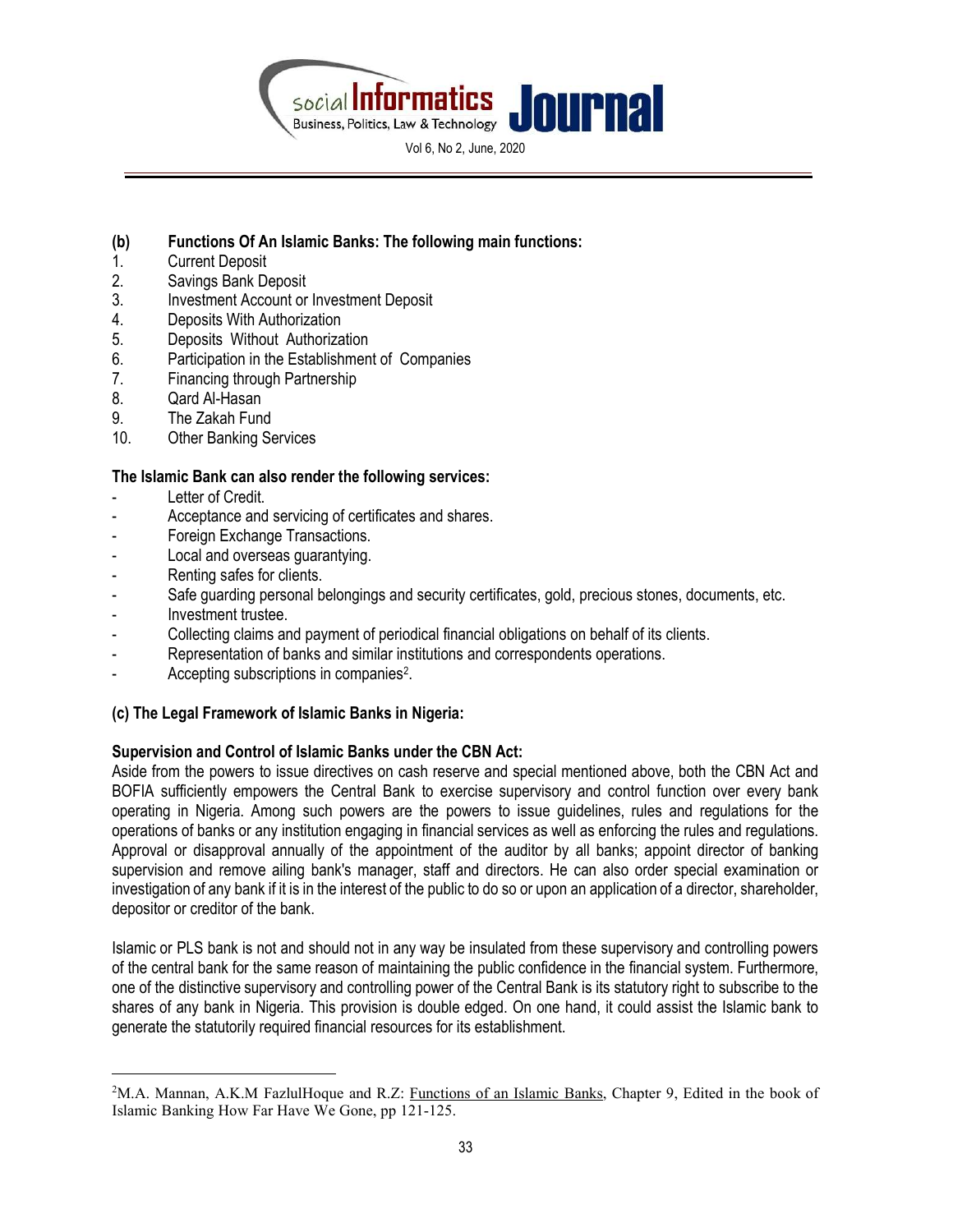**(b) Functions Of An Islamic Banks: The following main functions:**

1. Current Deposit
2. Savings Bank Deposit
3. Investment Account or Investment Deposit
4. Deposits With Authorization
5. Deposits Without Authorization
6. Participation in the Establishment of Companies
7. Financing through Partnership
8. Qard Al-Hasan
9. The Zakah Fund
10. Other Banking Services

**The Islamic Bank can also render the following services:**

- Letter of Credit.
- Acceptance and servicing of certificates and shares.
- Foreign Exchange Transactions.
- Local and overseas guarantying.
- Renting safes for clients.
- Safe guarding personal belongings and security certificates, gold, precious stones, documents, etc.
- Investment trustee.
- Collecting claims and payment of periodical financial obligations on behalf of its clients.
- Representation of banks and similar institutions and correspondents operations.
- Accepting subscriptions in companies[2].

**(c) The Legal Framework of Islamic Banks in Nigeria:**

**Supervision and Control of Islamic Banks under the CBN Act:**

Aside from the powers to issue directives on cash reserve and special mentioned above, both the CBN Act and BOFIA sufficiently empowers the Central Bank to exercise supervisory and control function over every bank operating in Nigeria. Among such powers are the powers to issue guidelines, rules and regulations for the operations of banks or any institution engaging in financial services as well as enforcing the rules and regulations. Approval or disapproval annually of the appointment of the auditor by all banks; appoint director of banking supervision and remove ailing bank's manager, staff and directors. He can also order special examination or investigation of any bank if it is in the interest of the public to do so or upon an application of a director, shareholder, depositor or creditor of the bank.

Islamic or PLS bank is not and should not in any way be insulated from these supervisory and controlling powers of the central bank for the same reason of maintaining the public confidence in the financial system. Furthermore, one of the distinctive supervisory and controlling power of the Central Bank is its statutory right to subscribe to the shares of any bank in Nigeria. This provision is double edged. On one hand, it could assist the Islamic bank to generate the statutorily required financial resources for its establishment.

[2]M.A. Mannan, A.K.M FazlulHoque and R.Z: Functions of an Islamic Banks, Chapter 9, Edited in the book of Islamic Banking How Far Have We Gone, pp 121-125.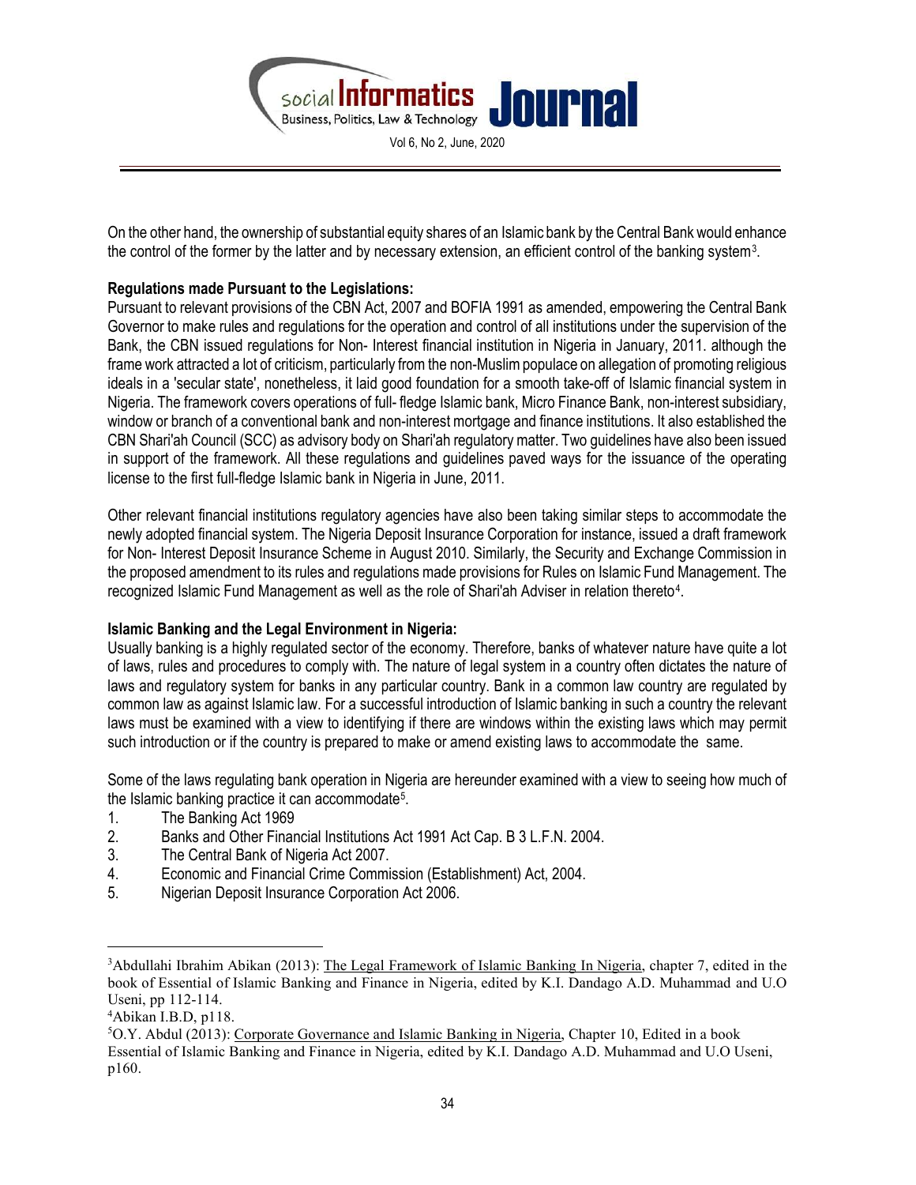On the other hand, the ownership of substantial equity shares of an Islamic bank by the Central Bank would enhance the control of the former by the latter and by necessary extension, an efficient control of the banking system[3].

**Regulations made Pursuant to the Legislations:**

Pursuant to relevant provisions of the CBN Act, 2007 and BOFIA 1991 as amended, empowering the Central Bank Governor to make rules and regulations for the operation and control of all institutions under the supervision of the Bank, the CBN issued regulations for Non- Interest financial institution in Nigeria in January, 2011. although the frame work attracted a lot of criticism, particularly from the non-Muslim populace on allegation of promoting religious ideals in a 'secular state', nonetheless, it laid good foundation for a smooth take-off of Islamic financial system in Nigeria. The framework covers operations of full- fledge Islamic bank, Micro Finance Bank, non-interest subsidiary, window or branch of a conventional bank and non-interest mortgage and finance institutions. It also established the CBN Shari'ah Council (SCC) as advisory body on Shari'ah regulatory matter. Two guidelines have also been issued in support of the framework. All these regulations and guidelines paved ways for the issuance of the operating license to the first full-fledge Islamic bank in Nigeria in June, 2011.

Other relevant financial institutions regulatory agencies have also been taking similar steps to accommodate the newly adopted financial system. The Nigeria Deposit Insurance Corporation for instance, issued a draft framework for Non- Interest Deposit Insurance Scheme in August 2010. Similarly, the Security and Exchange Commission in the proposed amendment to its rules and regulations made provisions for Rules on Islamic Fund Management. The recognized Islamic Fund Management as well as the role of Shari'ah Adviser in relation thereto[4].

**Islamic Banking and the Legal Environment in Nigeria:**

Usually banking is a highly regulated sector of the economy. Therefore, banks of whatever nature have quite a lot of laws, rules and procedures to comply with. The nature of legal system in a country often dictates the nature of laws and regulatory system for banks in any particular country. Bank in a common law country are regulated by common law as against Islamic law. For a successful introduction of Islamic banking in such a country the relevant laws must be examined with a view to identifying if there are windows within the existing laws which may permit such introduction or if the country is prepared to make or amend existing laws to accommodate the same.

Some of the laws regulating bank operation in Nigeria are hereunder examined with a view to seeing how much of the Islamic banking practice it can accommodate[5].

1. The Banking Act 1969
2. Banks and Other Financial Institutions Act 1991 Act Cap. B 3 L.F.N. 2004.
3. The Central Bank of Nigeria Act 2007.
4. Economic and Financial Crime Commission (Establishment) Act, 2004.
5. Nigerian Deposit Insurance Corporation Act 2006.

---

[3] Abdullahi Ibrahim Abikan (2013): The Legal Framework of Islamic Banking In Nigeria, chapter 7, edited in the book of Essential of Islamic Banking and Finance in Nigeria, edited by K.I. Dandago A.D. Muhammad and U.O Useni, pp 112-114.

[4] Abikan I.B.D, p118.

[5] O.Y. Abdul (2013): Corporate Governance and Islamic Banking in Nigeria, Chapter 10, Edited in a book Essential of Islamic Banking and Finance in Nigeria, edited by K.I. Dandago A.D. Muhammad and U.O Useni, p160.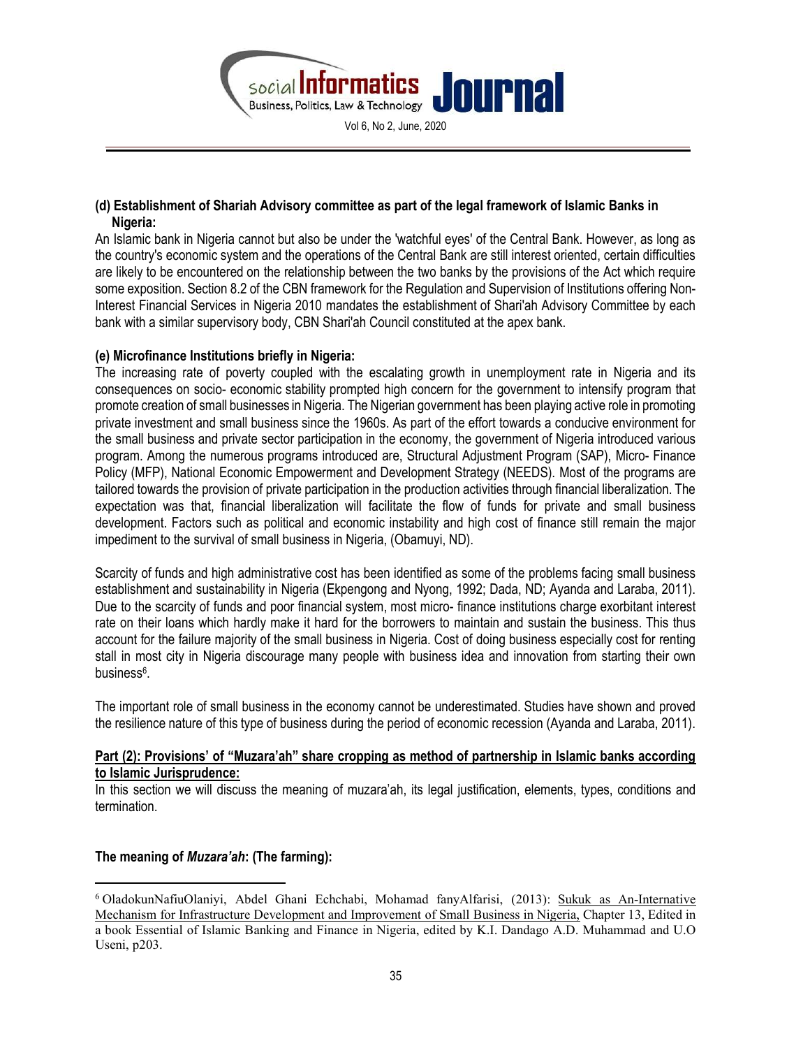**(d) Establishment of Shariah Advisory committee as part of the legal framework of Islamic Banks in Nigeria:**

An Islamic bank in Nigeria cannot but also be under the 'watchful eyes' of the Central Bank. However, as long as the country's economic system and the operations of the Central Bank are still interest oriented, certain difficulties are likely to be encountered on the relationship between the two banks by the provisions of the Act which require some exposition. Section 8.2 of the CBN framework for the Regulation and Supervision of Institutions offering Non-Interest Financial Services in Nigeria 2010 mandates the establishment of Shari'ah Advisory Committee by each bank with a similar supervisory body, CBN Shari'ah Council constituted at the apex bank.

**(e) Microfinance Institutions briefly in Nigeria:**

The increasing rate of poverty coupled with the escalating growth in unemployment rate in Nigeria and its consequences on socio- economic stability prompted high concern for the government to intensify program that promote creation of small businesses in Nigeria. The Nigerian government has been playing active role in promoting private investment and small business since the 1960s. As part of the effort towards a conducive environment for the small business and private sector participation in the economy, the government of Nigeria introduced various program. Among the numerous programs introduced are, Structural Adjustment Program (SAP), Micro- Finance Policy (MFP), National Economic Empowerment and Development Strategy (NEEDS). Most of the programs are tailored towards the provision of private participation in the production activities through financial liberalization. The expectation was that, financial liberalization will facilitate the flow of funds for private and small business development. Factors such as political and economic instability and high cost of finance still remain the major impediment to the survival of small business in Nigeria, (Obamuyi, ND).

Scarcity of funds and high administrative cost has been identified as some of the problems facing small business establishment and sustainability in Nigeria (Ekpengong and Nyong, 1992; Dada, ND; Ayanda and Laraba, 2011). Due to the scarcity of funds and poor financial system, most micro- finance institutions charge exorbitant interest rate on their loans which hardly make it hard for the borrowers to maintain and sustain the business. This thus account for the failure majority of the small business in Nigeria. Cost of doing business especially cost for renting stall in most city in Nigeria discourage many people with business idea and innovation from starting their own business[6].

The important role of small business in the economy cannot be underestimated. Studies have shown and proved the resilience nature of this type of business during the period of economic recession (Ayanda and Laraba, 2011).

## Part (2): Provisions' of "Muzara'ah" share cropping as method of partnership in Islamic banks according to Islamic Jurisprudence:

In this section we will discuss the meaning of muzara'ah, its legal justification, elements, types, conditions and termination.

### The meaning of *Muzara'ah*: (The farming):

[6] OladokunNafiuOlaniyi, Abdel Ghani Echchabi, Mohamad fanyAlfarisi, (2013): Sukuk as An-Internative Mechanism for Infrastructure Development and Improvement of Small Business in Nigeria, Chapter 13, Edited in a book Essential of Islamic Banking and Finance in Nigeria, edited by K.I. Dandago A.D. Muhammad and U.O Useni, p203.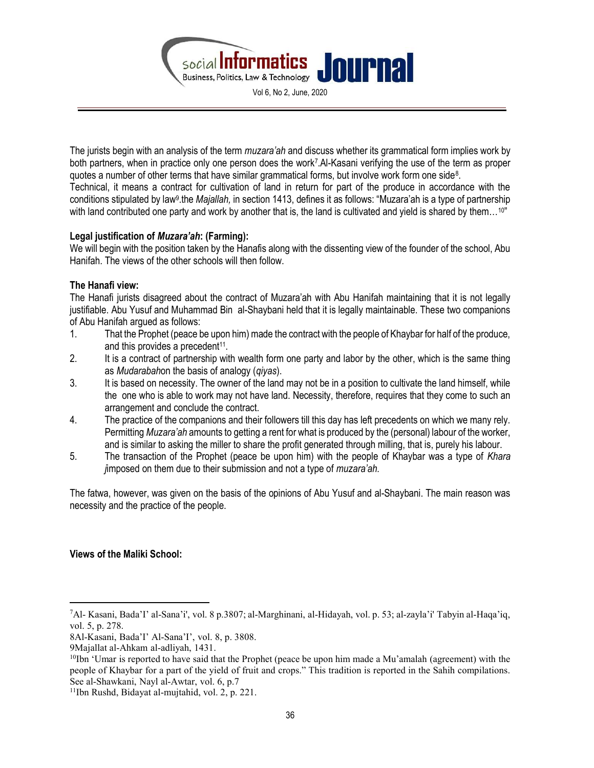The jurists begin with an analysis of the term *muzara'ah* and discuss whether its grammatical form implies work by both partners, when in practice only one person does the work[7].Al-Kasani verifying the use of the term as proper quotes a number of other terms that have similar grammatical forms, but involve work form one side[8].

Technical, it means a contract for cultivation of land in return for part of the produce in accordance with the conditions stipulated by law[9].the *Majallah,* in section 1413, defines it as follows: "Muzara'ah is a type of partnership with land contributed one party and work by another that is, the land is cultivated and yield is shared by them…[10]"

**Legal justification of *Muzara'ah*: (Farming):**

We will begin with the position taken by the Hanafis along with the dissenting view of the founder of the school, Abu Hanifah. The views of the other schools will then follow.

**The Hanafi view:**

The Hanafi jurists disagreed about the contract of Muzara'ah with Abu Hanifah maintaining that it is not legally justifiable. Abu Yusuf and Muhammad Bin al-Shaybani held that it is legally maintainable. These two companions of Abu Hanifah argued as follows:

1. That the Prophet (peace be upon him) made the contract with the people of Khaybar for half of the produce, and this provides a precedent[11].
2. It is a contract of partnership with wealth form one party and labor by the other, which is the same thing as *Mudarabah*on the basis of analogy (*qiyas*).
3. It is based on necessity. The owner of the land may not be in a position to cultivate the land himself, while the one who is able to work may not have land. Necessity, therefore, requires that they come to such an arrangement and conclude the contract.
4. The practice of the companions and their followers till this day has left precedents on which we many rely. Permitting *Muzara'ah* amounts to getting a rent for what is produced by the (personal) labour of the worker, and is similar to asking the miller to share the profit generated through milling, that is, purely his labour.
5. The transaction of the Prophet (peace be upon him) with the people of Khaybar was a type of *Kharaj* imposed on them due to their submission and not a type of *muzara'ah.*

The fatwa, however, was given on the basis of the opinions of Abu Yusuf and al-Shaybani. The main reason was necessity and the practice of the people.

**Views of the Maliki School:**

---

[7]Al- Kasani, Bada'I' al-Sana'i', vol. 8 p.3807; al-Marghinani, al-Hidayah, vol. p. 53; al-zayla'i' Tabyin al-Haqa'iq, vol. 5, p. 278.

8Al-Kasani, Bada'I' Al-Sana'I', vol. 8, p. 3808.

9Majallat al-Ahkam al-adliyah, 1431.

[10]Ibn 'Umar is reported to have said that the Prophet (peace be upon him made a Mu'amalah (agreement) with the people of Khaybar for a part of the yield of fruit and crops." This tradition is reported in the Sahih compilations. See al-Shawkani, Nayl al-Awtar, vol. 6, p.7

[11]Ibn Rushd, Bidayat al-mujtahid, vol. 2, p. 221.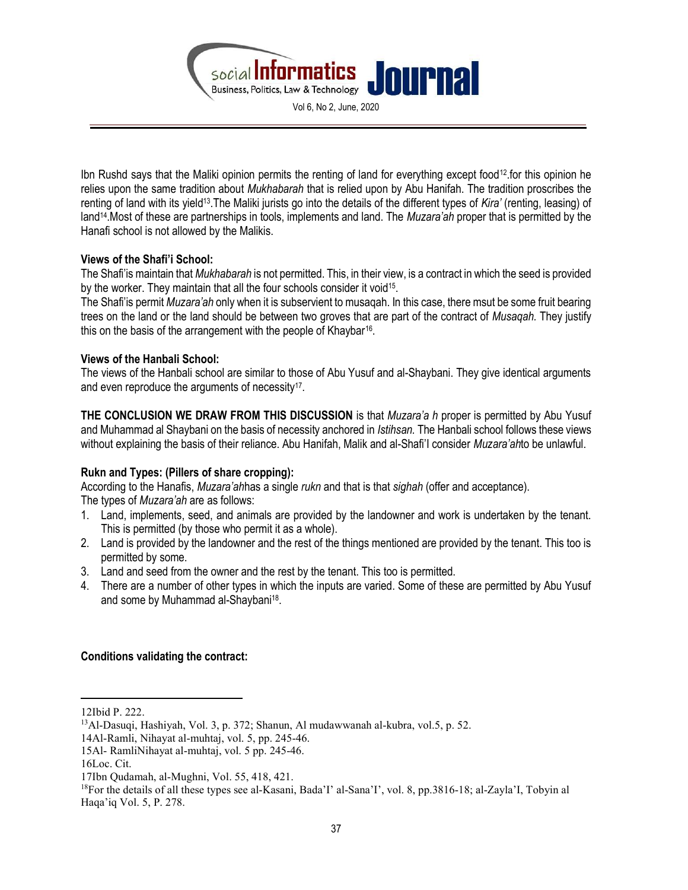Ibn Rushd says that the Maliki opinion permits the renting of land for everything except food[12].for this opinion he relies upon the same tradition about *Mukhabarah* that is relied upon by Abu Hanifah. The tradition proscribes the renting of land with its yield[13].The Maliki jurists go into the details of the different types of *Kira'* (renting, leasing) of land[14].Most of these are partnerships in tools, implements and land. The *Muzara'ah* proper that is permitted by the Hanafi school is not allowed by the Malikis.

**Views of the Shafi'i School:**

The Shafi'is maintain that *Mukhabarah* is not permitted. This, in their view, is a contract in which the seed is provided by the worker. They maintain that all the four schools consider it void[15].

The Shafi'is permit *Muzara'ah* only when it is subservient to musaqah. In this case, there msut be some fruit bearing trees on the land or the land should be between two groves that are part of the contract of *Musaqah.* They justify this on the basis of the arrangement with the people of Khaybar[16].

**Views of the Hanbali School:**

The views of the Hanbali school are similar to those of Abu Yusuf and al-Shaybani. They give identical arguments and even reproduce the arguments of necessity[17].

**THE CONCLUSION WE DRAW FROM THIS DISCUSSION** is that *Muzara'a h* proper is permitted by Abu Yusuf and Muhammad al Shaybani on the basis of necessity anchored in *Istihsan.* The Hanbali school follows these views without explaining the basis of their reliance. Abu Hanifah, Malik and al-Shafi'I consider *Muzara'ah*to be unlawful.

**Rukn and Types: (Pillers of share cropping):**

According to the Hanafis, *Muzara'ah*has a single *rukn* and that is that *sighah* (offer and acceptance).
The types of *Muzara'ah* are as follows:

1. Land, implements, seed, and animals are provided by the landowner and work is undertaken by the tenant. This is permitted (by those who permit it as a whole).
2. Land is provided by the landowner and the rest of the things mentioned are provided by the tenant. This too is permitted by some.
3. Land and seed from the owner and the rest by the tenant. This too is permitted.
4. There are a number of other types in which the inputs are varied. Some of these are permitted by Abu Yusuf and some by Muhammad al-Shaybani[18].

**Conditions validating the contract:**

---

12Ibid P. 222.

13Al-Dasuqi, Hashiyah, Vol. 3, p. 372; Shanun, Al mudawwanah al-kubra, vol.5, p. 52.

14Al-Ramli, Nihayat al-muhtaj, vol. 5, pp. 245-46.

15Al- RamliNihayat al-muhtaj, vol. 5 pp. 245-46.

16Loc. Cit.

17Ibn Qudamah, al-Mughni, Vol. 55, 418, 421.

18For the details of all these types see al-Kasani, Bada'I' al-Sana'I', vol. 8, pp.3816-18; al-Zayla'I, Tobyin al Haqa'iq Vol. 5, P. 278.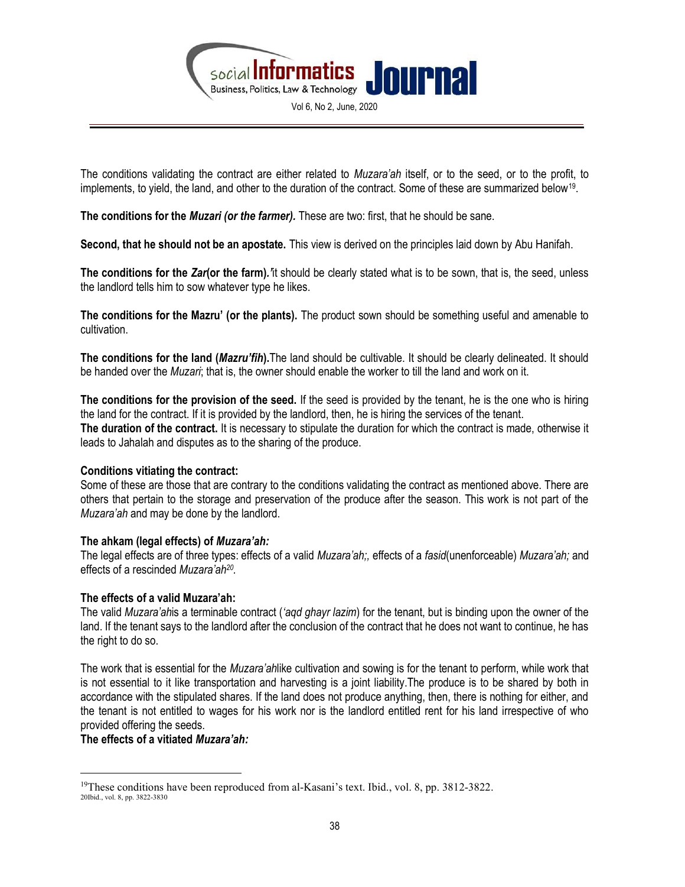The conditions validating the contract are either related to *Muzara'ah* itself, or to the seed, or to the profit, to implements, to yield, the land, and other to the duration of the contract. Some of these are summarized below[19].

**The conditions for the *Muzari (or the farmer).*** These are two: first, that he should be sane.

**Second, that he should not be an apostate.** This view is derived on the principles laid down by Abu Hanifah.

**The conditions for the *Zar*(or the farm).***'*it should be clearly stated what is to be sown, that is, the seed, unless the landlord tells him to sow whatever type he likes.

**The conditions for the Mazru' (or the plants).** The product sown should be something useful and amenable to cultivation.

**The conditions for the land (*Mazru'fih*).**The land should be cultivable. It should be clearly delineated. It should be handed over the *Muzari*; that is, the owner should enable the worker to till the land and work on it.

**The conditions for the provision of the seed.** If the seed is provided by the tenant, he is the one who is hiring the land for the contract. If it is provided by the landlord, then, he is hiring the services of the tenant.
**The duration of the contract.** It is necessary to stipulate the duration for which the contract is made, otherwise it leads to Jahalah and disputes as to the sharing of the produce.

**Conditions vitiating the contract:**
Some of these are those that are contrary to the conditions validating the contract as mentioned above. There are others that pertain to the storage and preservation of the produce after the season. This work is not part of the *Muzara'ah* and may be done by the landlord.

**The ahkam (legal effects) of *Muzara'ah:***
The legal effects are of three types: effects of a valid *Muzara'ah;,* effects of a *fasid*(unenforceable) *Muzara'ah;* and effects of a rescinded *Muzara'ah*[20].

**The effects of a valid Muzara'ah:**
The valid *Muzara'ah*is a terminable contract (*'aqd ghayr lazim*) for the tenant, but is binding upon the owner of the land. If the tenant says to the landlord after the conclusion of the contract that he does not want to continue, he has the right to do so.

The work that is essential for the *Muzara'ah*like cultivation and sowing is for the tenant to perform, while work that is not essential to it like transportation and harvesting is a joint liability.The produce is to be shared by both in accordance with the stipulated shares. If the land does not produce anything, then, there is nothing for either, and the tenant is not entitled to wages for his work nor is the landlord entitled rent for his land irrespective of who provided offering the seeds.
**The effects of a vitiated *Muzara'ah:***

---

[19] These conditions have been reproduced from al-Kasani's text. Ibid., vol. 8, pp. 3812-3822.
[20] Ibid., vol. 8, pp. 3822-3830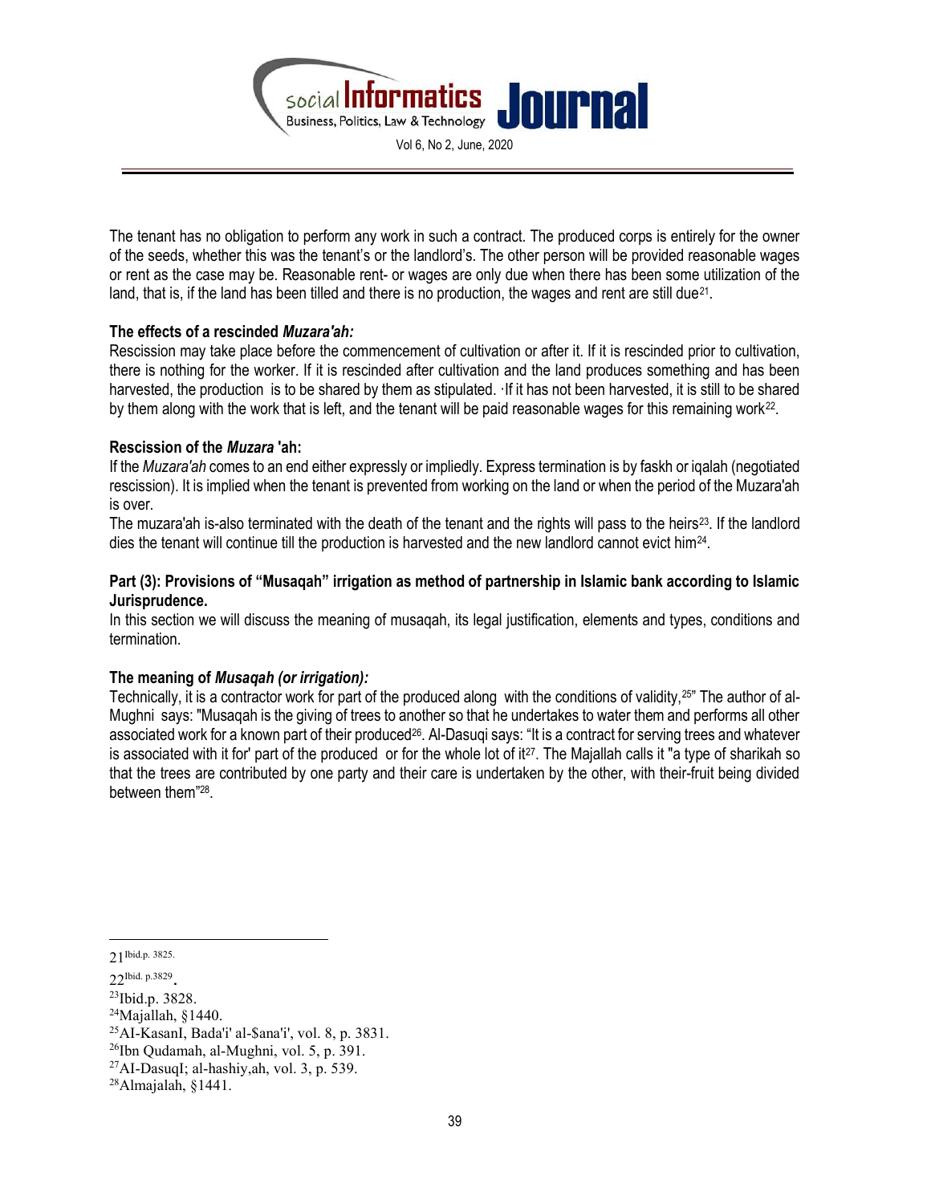The tenant has no obligation to perform any work in such a contract. The produced corps is entirely for the owner of the seeds, whether this was the tenant's or the landlord's. The other person will be provided reasonable wages or rent as the case may be. Reasonable rent- or wages are only due when there has been some utilization of the land, that is, if the land has been tilled and there is no production, the wages and rent are still due[21].

**The effects of a rescinded *Muzara'ah:***

Rescission may take place before the commencement of cultivation or after it. If it is rescinded prior to cultivation, there is nothing for the worker. If it is rescinded after cultivation and the land produces something and has been harvested, the production is to be shared by them as stipulated. ·If it has not been harvested, it is still to be shared by them along with the work that is left, and the tenant will be paid reasonable wages for this remaining work[22].

**Rescission of the *Muzara* 'ah:**

If the *Muzara'ah* comes to an end either expressly or impliedly. Express termination is by faskh or iqalah (negotiated rescission). It is implied when the tenant is prevented from working on the land or when the period of the Muzara'ah is over.

The muzara'ah is-also terminated with the death of the tenant and the rights will pass to the heirs[23]. If the landlord dies the tenant will continue till the production is harvested and the new landlord cannot evict him[24].

**Part (3): Provisions of "Musaqah" irrigation as method of partnership in Islamic bank according to Islamic Jurisprudence.**

In this section we will discuss the meaning of musaqah, its legal justification, elements and types, conditions and termination.

**The meaning of *Musaqah (or irrigation):***

Technically, it is a contractor work for part of the produced along with the conditions of validity,[25]" The author of al-Mughni says: "Musaqah is the giving of trees to another so that he undertakes to water them and performs all other associated work for a known part of their produced[26]. Al-Dasuqi says: "It is a contract for serving trees and whatever is associated with it for' part of the produced or for the whole lot of it[27]. The Majallah calls it "a type of sharikah so that the trees are contributed by one party and their care is undertaken by the other, with their-fruit being divided between them"[28].

---

21 Ibid.p. 3825.

22 Ibid. p.3829.

23 Ibid.p. 3828.

24 Majallah, §1440.

25 AI-KasanI, Bada'i' al-$ana'i', vol. 8, p. 3831.

26 Ibn Qudamah, al-Mughni, vol. 5, p. 391.

27 AI-DasuqI; al-hashiy,ah, vol. 3, p. 539.

28 Almajalah, §1441.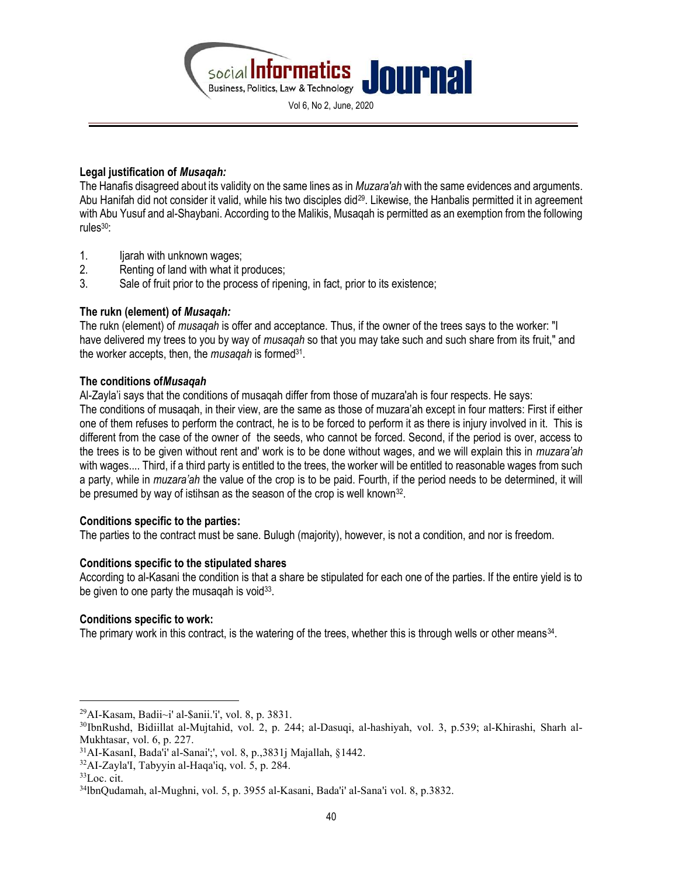### Legal justification of *Musaqah:*

The Hanafis disagreed about its validity on the same lines as in *Muzara'ah* with the same evidences and arguments. Abu Hanifah did not consider it valid, while his two disciples did[29]. Likewise, the Hanbalis permitted it in agreement with Abu Yusuf and al-Shaybani. According to the Malikis, Musaqah is permitted as an exemption from the following rules[30]:

1. Ijarah with unknown wages;
2. Renting of land with what it produces;
3. Sale of fruit prior to the process of ripening, in fact, prior to its existence;

### The rukn (element) of *Musaqah:*

The rukn (element) of *musaqah* is offer and acceptance. Thus, if the owner of the trees says to the worker: "I have delivered my trees to you by way of *musaqah* so that you may take such and such share from its fruit," and the worker accepts, then, the *musaqah* is formed[31].

### The conditions of*Musaqah*

Al-Zayla'i says that the conditions of musaqah differ from those of muzara'ah is four respects. He says:

The conditions of musaqah, in their view, are the same as those of muzara'ah except in four matters: First if either one of them refuses to perform the contract, he is to be forced to perform it as there is injury involved in it. This is different from the case of the owner of the seeds, who cannot be forced. Second, if the period is over, access to the trees is to be given without rent and' work is to be done without wages, and we will explain this in *muzara'ah* with wages.... Third, if a third party is entitled to the trees, the worker will be entitled to reasonable wages from such a party, while in *muzara'ah* the value of the crop is to be paid. Fourth, if the period needs to be determined, it will be presumed by way of istihsan as the season of the crop is well known[32].

### Conditions specific to the parties:

The parties to the contract must be sane. Bulugh (majority), however, is not a condition, and nor is freedom.

### Conditions specific to the stipulated shares

According to al-Kasani the condition is that a share be stipulated for each one of the parties. If the entire yield is to be given to one party the musaqah is void[33].

### Conditions specific to work:

The primary work in this contract, is the watering of the trees, whether this is through wells or other means[34].

---

[29] AI-Kasam, Badii~i' al-$anii.'i', vol. 8, p. 3831.

[30] IbnRushd, Bidiillat al-Mujtahid, vol. 2, p. 244; al-Dasuqi, al-hashiyah, vol. 3, p.539; al-Khirashi, Sharh al-Mukhtasar, vol. 6, p. 227.

[31] AI-KasanI, Bada'i' al-Sanai';', vol. 8, p.,3831j Majallah, §1442.

[32] AI-Zayla'I, Tabyyin al-Haqa'iq, vol. 5, p. 284.

[33] Loc. cit.

[34] lbnQudamah, al-Mughni, vol. 5, p. 3955 al-Kasani, Bada'i' al-Sana'i vol. 8, p.3832.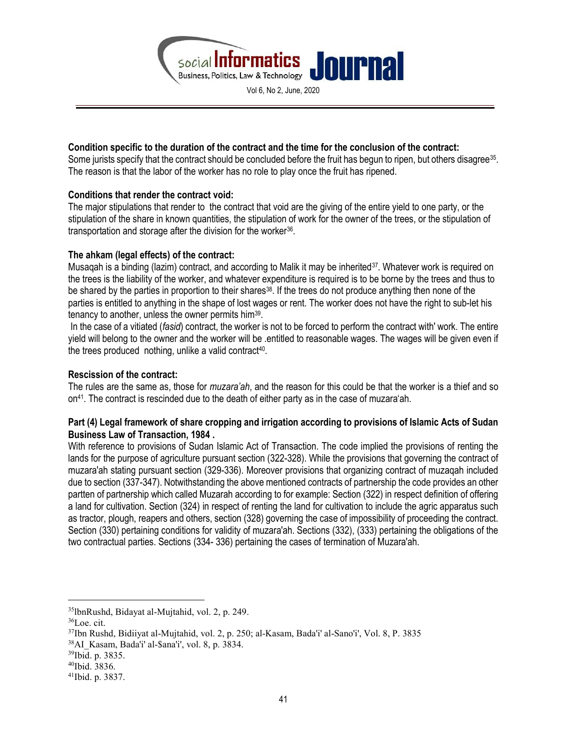**Condition specific to the duration of the contract and the time for the conclusion of the contract:**
Some jurists specify that the contract should be concluded before the fruit has begun to ripen, but others disagree[35]. The reason is that the labor of the worker has no role to play once the fruit has ripened.

**Conditions that render the contract void:**
The major stipulations that render to the contract that void are the giving of the entire yield to one party, or the stipulation of the share in known quantities, the stipulation of work for the owner of the trees, or the stipulation of transportation and storage after the division for the worker[36].

**The ahkam (legal effects) of the contract:**
Musaqah is a binding (lazim) contract, and according to Malik it may be inherited[37]. Whatever work is required on the trees is the liability of the worker, and whatever expenditure is required is to be borne by the trees and thus to be shared by the parties in proportion to their shares[38]. If the trees do not produce anything then none of the parties is entitled to anything in the shape of lost wages or rent. The worker does not have the right to sub-let his tenancy to another, unless the owner permits him[39].

In the case of a vitiated (*fasid*) contract, the worker is not to be forced to perform the contract with' work. The entire yield will belong to the owner and the worker will be .entitled to reasonable wages. The wages will be given even if the trees produced nothing, unlike a valid contract[40].

**Rescission of the contract:**
The rules are the same as, those for *muzara'ah*, and the reason for this could be that the worker is a thief and so on[41]. The contract is rescinded due to the death of either party as in the case of muzara'ah.

**Part (4) Legal framework of share cropping and irrigation according to provisions of Islamic Acts of Sudan Business Law of Transaction, 1984 .**
With reference to provisions of Sudan Islamic Act of Transaction. The code implied the provisions of renting the lands for the purpose of agriculture pursuant section (322-328). While the provisions that governing the contract of muzara'ah stating pursuant section (329-336). Moreover provisions that organizing contract of muzaqah included due to section (337-347). Notwithstanding the above mentioned contracts of partnership the code provides an other partten of partnership which called Muzarah according to for example: Section (322) in respect definition of offering a land for cultivation. Section (324) in respect of renting the land for cultivation to include the agric apparatus such as tractor, plough, reapers and others, section (328) governing the case of impossibility of proceeding the contract. Section (330) pertaining conditions for validity of muzara'ah. Sections (332), (333) pertaining the obligations of the two contractual parties. Sections (334- 336) pertaining the cases of termination of Muzara'ah.

---

[35] lbnRushd, Bidayat al-Mujtahid, vol. 2, p. 249.
[36] Loe. cit.
[37] Ibn Rushd, Bidiiyat al-Mujtahid, vol. 2, p. 250; al-Kasam, Bada'i' al-Sano'i', Vol. 8, P. 3835
[38] AI_Kasam, Bada'i' al-$ana'i', vol. 8, p. 3834.
[39] Ibid. p. 3835.
[40] Ibid. 3836.
[41] Ibid. p. 3837.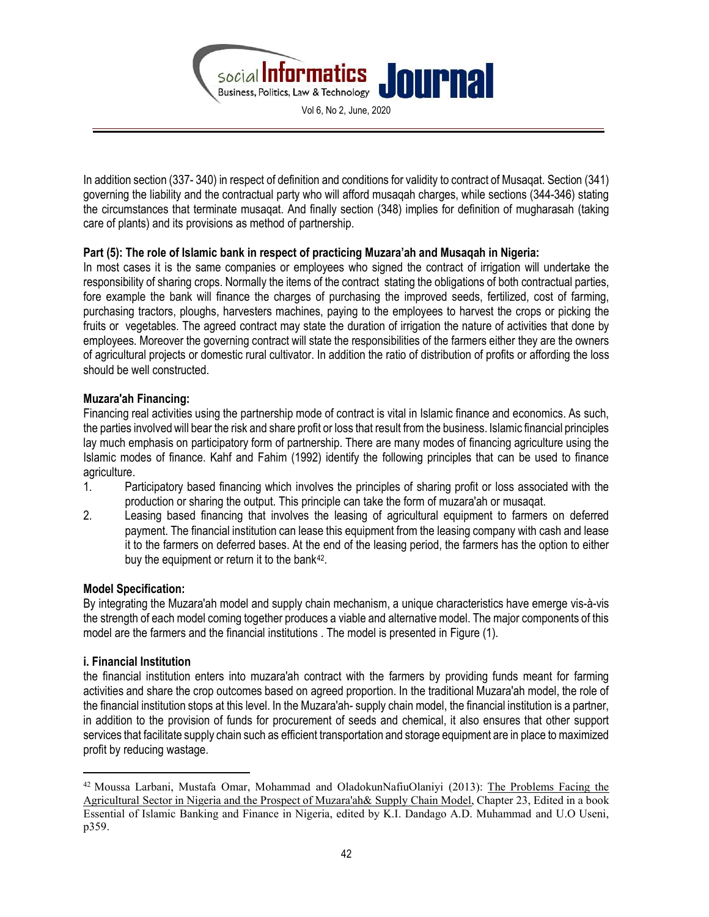In addition section (337- 340) in respect of definition and conditions for validity to contract of Musaqat. Section (341) governing the liability and the contractual party who will afford musaqah charges, while sections (344-346) stating the circumstances that terminate musaqat. And finally section (348) implies for definition of mugharasah (taking care of plants) and its provisions as method of partnership.

**Part (5): The role of Islamic bank in respect of practicing Muzara'ah and Musaqah in Nigeria:**

In most cases it is the same companies or employees who signed the contract of irrigation will undertake the responsibility of sharing crops. Normally the items of the contract stating the obligations of both contractual parties, fore example the bank will finance the charges of purchasing the improved seeds, fertilized, cost of farming, purchasing tractors, ploughs, harvesters machines, paying to the employees to harvest the crops or picking the fruits or vegetables. The agreed contract may state the duration of irrigation the nature of activities that done by employees. Moreover the governing contract will state the responsibilities of the farmers either they are the owners of agricultural projects or domestic rural cultivator. In addition the ratio of distribution of profits or affording the loss should be well constructed.

**Muzara'ah Financing:**

Financing real activities using the partnership mode of contract is vital in Islamic finance and economics. As such, the parties involved will bear the risk and share profit or loss that result from the business. Islamic financial principles lay much emphasis on participatory form of partnership. There are many modes of financing agriculture using the Islamic modes of finance. Kahf and Fahim (1992) identify the following principles that can be used to finance agriculture.

1. Participatory based financing which involves the principles of sharing profit or loss associated with the production or sharing the output. This principle can take the form of muzara'ah or musaqat.
2. Leasing based financing that involves the leasing of agricultural equipment to farmers on deferred payment. The financial institution can lease this equipment from the leasing company with cash and lease it to the farmers on deferred bases. At the end of the leasing period, the farmers has the option to either buy the equipment or return it to the bank[42].

**Model Specification:**

By integrating the Muzara'ah model and supply chain mechanism, a unique characteristics have emerge vis-à-vis the strength of each model coming together produces a viable and alternative model. The major components of this model are the farmers and the financial institutions . The model is presented in Figure (1).

**i. Financial Institution**

the financial institution enters into muzara'ah contract with the farmers by providing funds meant for farming activities and share the crop outcomes based on agreed proportion. In the traditional Muzara'ah model, the role of the financial institution stops at this level. In the Muzara'ah- supply chain model, the financial institution is a partner, in addition to the provision of funds for procurement of seeds and chemical, it also ensures that other support services that facilitate supply chain such as efficient transportation and storage equipment are in place to maximized profit by reducing wastage.

---

[42] Moussa Larbani, Mustafa Omar, Mohammad and OladokunNafiuOlaniyi (2013): The Problems Facing the Agricultural Sector in Nigeria and the Prospect of Muzara'ah& Supply Chain Model, Chapter 23, Edited in a book Essential of Islamic Banking and Finance in Nigeria, edited by K.I. Dandago A.D. Muhammad and U.O Useni, p359.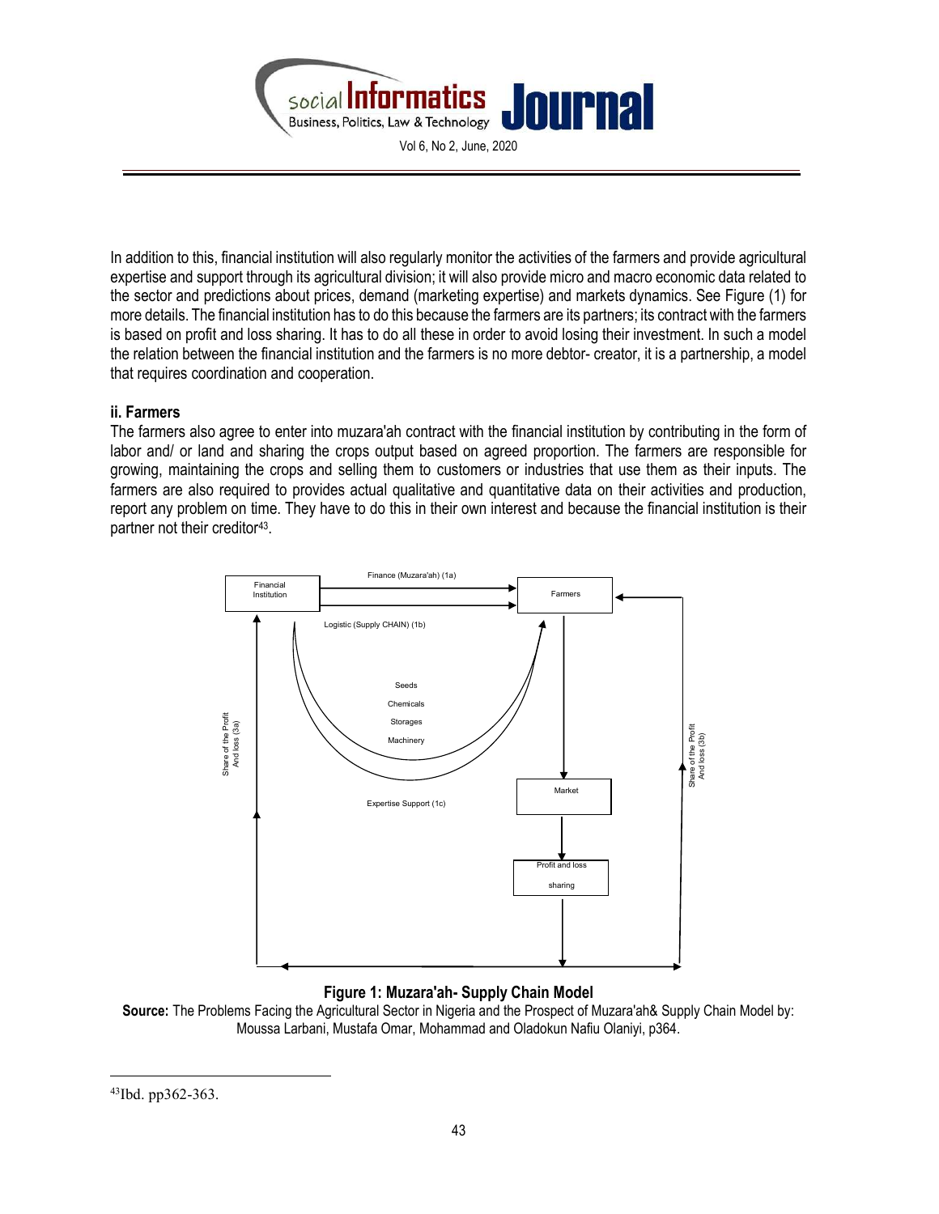In addition to this, financial institution will also regularly monitor the activities of the farmers and provide agricultural expertise and support through its agricultural division; it will also provide micro and macro economic data related to the sector and predictions about prices, demand (marketing expertise) and markets dynamics. See Figure (1) for more details. The financial institution has to do this because the farmers are its partners; its contract with the farmers is based on profit and loss sharing. It has to do all these in order to avoid losing their investment. In such a model the relation between the financial institution and the farmers is no more debtor- creator, it is a partnership, a model that requires coordination and cooperation.

### ii. Farmers

The farmers also agree to enter into muzara'ah contract with the financial institution by contributing in the form of labor and/ or land and sharing the crops output based on agreed proportion. The farmers are responsible for growing, maintaining the crops and selling them to customers or industries that use them as their inputs. The farmers are also required to provides actual qualitative and quantitative data on their activities and production, report any problem on time. They have to do this in their own interest and because the financial institution is their partner not their creditor[43].

Financial Institution

Finance (Muzara'ah) (1a)

Farmers

Logistic (Supply CHAIN) (1b)

Seeds

Chemicals

Storages

Machinery

Expertise Support (1c)

Market

Profit and loss sharing

Share of the Profit And loss (3a)

Share of the Profit And loss (3b)

**Figure 1: Muzara'ah- Supply Chain Model**

**Source:** The Problems Facing the Agricultural Sector in Nigeria and the Prospect of Muzara'ah& Supply Chain Model by: Moussa Larbani, Mustafa Omar, Mohammad and Oladokun Nafiu Olaniyi, p364.

---

[43] Ibd. pp362-363.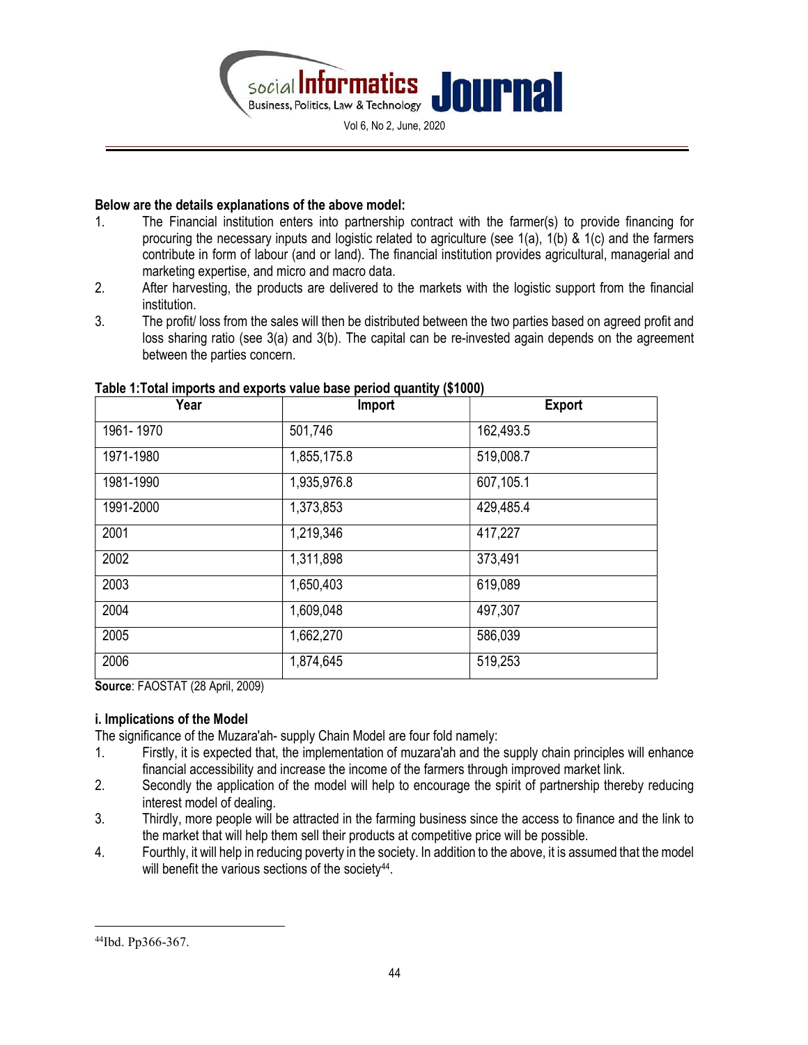**Below are the details explanations of the above model:**

1. The Financial institution enters into partnership contract with the farmer(s) to provide financing for procuring the necessary inputs and logistic related to agriculture (see 1(a), 1(b) & 1(c) and the farmers contribute in form of labour (and or land). The financial institution provides agricultural, managerial and marketing expertise, and micro and macro data.
2. After harvesting, the products are delivered to the markets with the logistic support from the financial institution.
3. The profit/ loss from the sales will then be distributed between the two parties based on agreed profit and loss sharing ratio (see 3(a) and 3(b). The capital can be re-invested again depends on the agreement between the parties concern.

**Table 1:Total imports and exports value base period quantity ($1000)**

| Year | Import | Export |
|---|---|---|
| 1961- 1970 | 501,746 | 162,493.5 |
| 1971-1980 | 1,855,175.8 | 519,008.7 |
| 1981-1990 | 1,935,976.8 | 607,105.1 |
| 1991-2000 | 1,373,853 | 429,485.4 |
| 2001 | 1,219,346 | 417,227 |
| 2002 | 1,311,898 | 373,491 |
| 2003 | 1,650,403 | 619,089 |
| 2004 | 1,609,048 | 497,307 |
| 2005 | 1,662,270 | 586,039 |
| 2006 | 1,874,645 | 519,253 |

**Source**: FAOSTAT (28 April, 2009)

**i. Implications of the Model**

The significance of the Muzara'ah- supply Chain Model are four fold namely:

1. Firstly, it is expected that, the implementation of muzara'ah and the supply chain principles will enhance financial accessibility and increase the income of the farmers through improved market link.
2. Secondly the application of the model will help to encourage the spirit of partnership thereby reducing interest model of dealing.
3. Thirdly, more people will be attracted in the farming business since the access to finance and the link to the market that will help them sell their products at competitive price will be possible.
4. Fourthly, it will help in reducing poverty in the society. In addition to the above, it is assumed that the model will benefit the various sections of the society[44].

[44]Ibd. Pp366-367.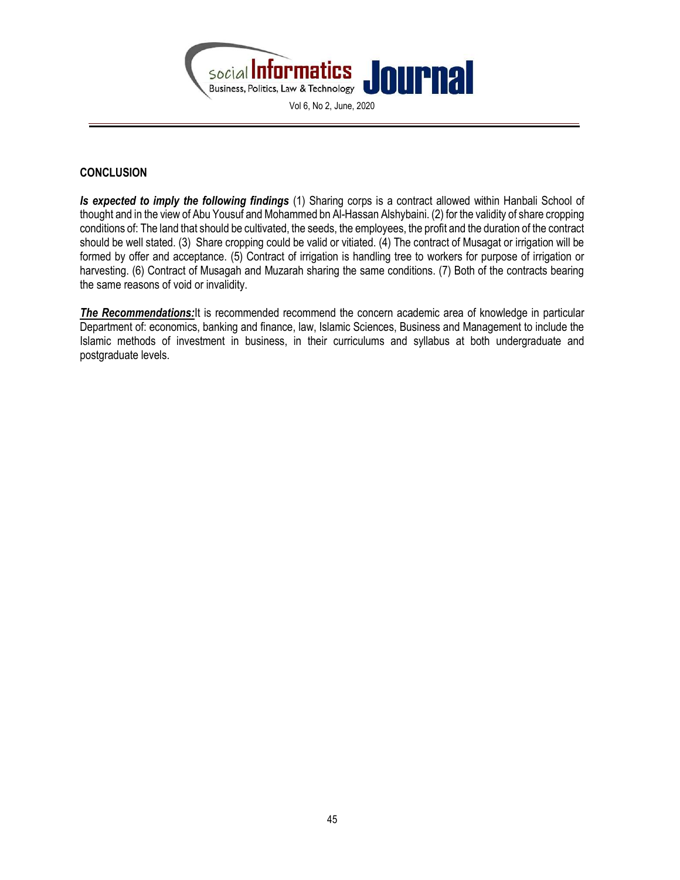## CONCLUSION

***Is expected to imply the following findings*** (1) Sharing corps is a contract allowed within Hanbali School of thought and in the view of Abu Yousuf and Mohammed bn Al-Hassan Alshybaini. (2) for the validity of share cropping conditions of: The land that should be cultivated, the seeds, the employees, the profit and the duration of the contract should be well stated. (3) Share cropping could be valid or vitiated. (4) The contract of Musagat or irrigation will be formed by offer and acceptance. (5) Contract of irrigation is handling tree to workers for purpose of irrigation or harvesting. (6) Contract of Musagah and Muzarah sharing the same conditions. (7) Both of the contracts bearing the same reasons of void or invalidity.

***<u>The Recommendations:</u>***It is recommended recommend the concern academic area of knowledge in particular Department of: economics, banking and finance, law, Islamic Sciences, Business and Management to include the Islamic methods of investment in business, in their curriculums and syllabus at both undergraduate and postgraduate levels.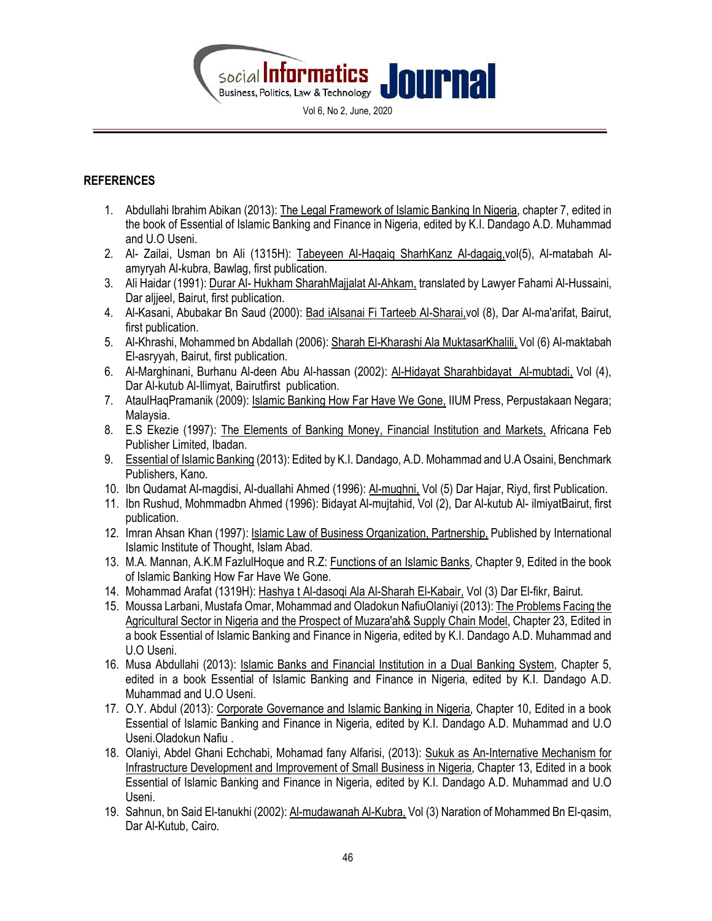## REFERENCES

1. Abdullahi Ibrahim Abikan (2013): The Legal Framework of Islamic Banking In Nigeria, chapter 7, edited in the book of Essential of Islamic Banking and Finance in Nigeria, edited by K.I. Dandago A.D. Muhammad and U.O Useni.
2. Al- Zailai, Usman bn Ali (1315H): Tabeyeen Al-Haqaiq SharhKanz Al-dagaig,vol(5), Al-matabah Al-amyryah Al-kubra, Bawlag, first publication.
3. Ali Haidar (1991): Durar Al- Hukham SharahMajjalat Al-Ahkam, translated by Lawyer Fahami Al-Hussaini, Dar aljjeel, Bairut, first publication.
4. Al-Kasani, Abubakar Bn Saud (2000): Bad iAlsanai Fi Tarteeb Al-Sharai,vol (8), Dar Al-ma'arifat, Bairut, first publication.
5. Al-Khrashi, Mohammed bn Abdallah (2006): Sharah El-Kharashi Ala MuktasarKhalili, Vol (6) Al-maktabah El-asryyah, Bairut, first publication.
6. Al-Marghinani, Burhanu Al-deen Abu Al-hassan (2002): Al-Hidayat Sharahbidayat Al-mubtadi, Vol (4), Dar Al-kutub Al-Ilimyat, Bairutfirst publication.
7. AtaulHaqPramanik (2009): Islamic Banking How Far Have We Gone, IIUM Press, Perpustakaan Negara; Malaysia.
8. E.S Ekezie (1997): The Elements of Banking Money, Financial Institution and Markets, Africana Feb Publisher Limited, Ibadan.
9. Essential of Islamic Banking (2013): Edited by K.I. Dandago, A.D. Mohammad and U.A Osaini, Benchmark Publishers, Kano.
10. Ibn Qudamat Al-magdisi, Al-duallahi Ahmed (1996): Al-mughni, Vol (5) Dar Hajar, Riyd, first Publication.
11. Ibn Rushud, Mohmmadbn Ahmed (1996): Bidayat Al-mujtahid, Vol (2), Dar Al-kutub Al- ilmiyatBairut, first publication.
12. Imran Ahsan Khan (1997): Islamic Law of Business Organization, Partnership, Published by International Islamic Institute of Thought, Islam Abad.
13. M.A. Mannan, A.K.M FazlulHoque and R.Z: Functions of an Islamic Banks, Chapter 9, Edited in the book of Islamic Banking How Far Have We Gone.
14. Mohammad Arafat (1319H): Hashya t Al-dasoqi Ala Al-Sharah El-Kabair, Vol (3) Dar El-fikr, Bairut.
15. Moussa Larbani, Mustafa Omar, Mohammad and Oladokun NafiuOlaniyi (2013): The Problems Facing the Agricultural Sector in Nigeria and the Prospect of Muzara'ah& Supply Chain Model, Chapter 23, Edited in a book Essential of Islamic Banking and Finance in Nigeria, edited by K.I. Dandago A.D. Muhammad and U.O Useni.
16. Musa Abdullahi (2013): Islamic Banks and Financial Institution in a Dual Banking System, Chapter 5, edited in a book Essential of Islamic Banking and Finance in Nigeria, edited by K.I. Dandago A.D. Muhammad and U.O Useni.
17. O.Y. Abdul (2013): Corporate Governance and Islamic Banking in Nigeria, Chapter 10, Edited in a book Essential of Islamic Banking and Finance in Nigeria, edited by K.I. Dandago A.D. Muhammad and U.O Useni.Oladokun Nafiu .
18. Olaniyi, Abdel Ghani Echchabi, Mohamad fany Alfarisi, (2013): Sukuk as An-Internative Mechanism for Infrastructure Development and Improvement of Small Business in Nigeria, Chapter 13, Edited in a book Essential of Islamic Banking and Finance in Nigeria, edited by K.I. Dandago A.D. Muhammad and U.O Useni.
19. Sahnun, bn Said El-tanukhi (2002): Al-mudawanah Al-Kubra, Vol (3) Naration of Mohammed Bn El-qasim, Dar Al-Kutub, Cairo.